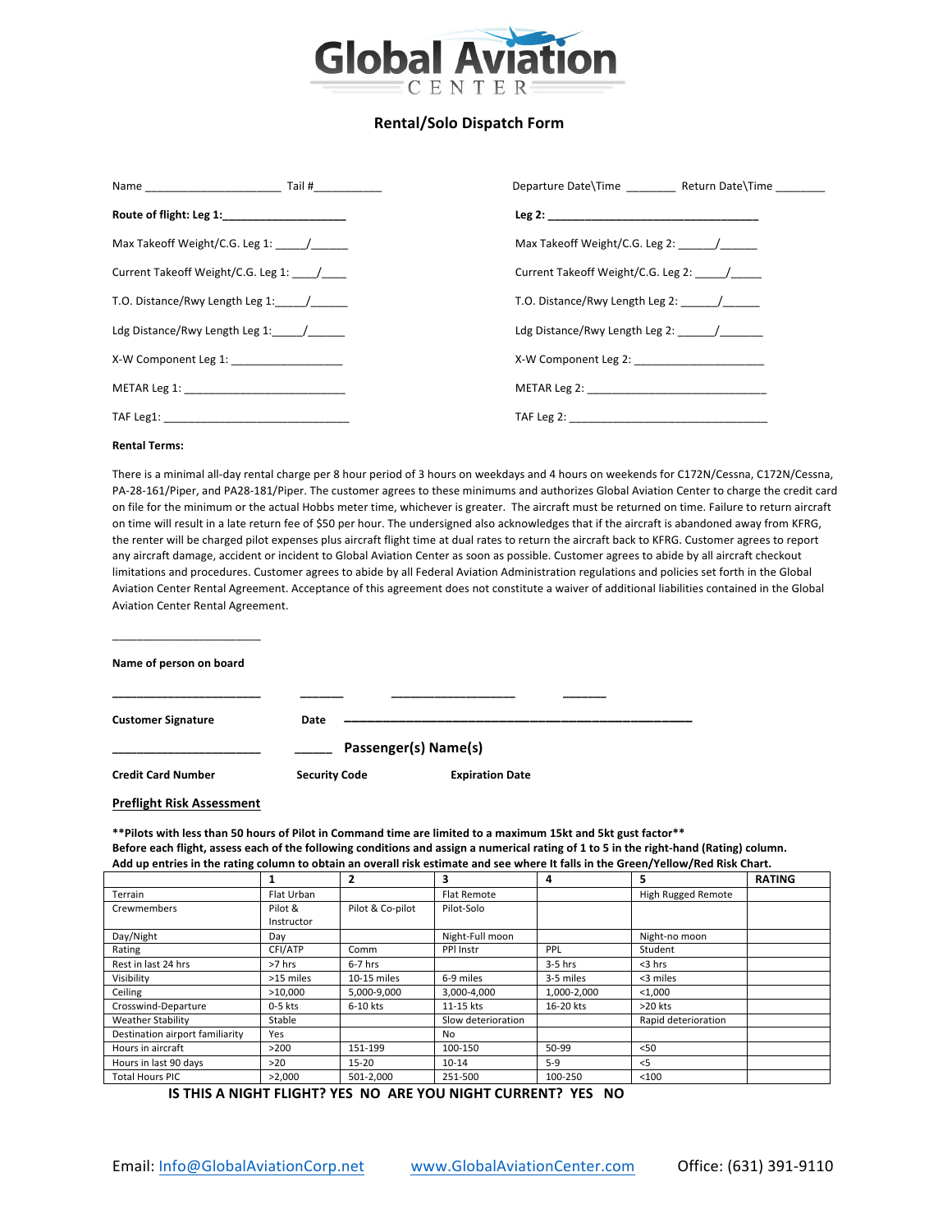# Global Aviation
CENTER

## Rental/Solo Dispatch Form

Name ______________________ Tail #___________

Departure Date\Time ________ Return Date\Time ________

**Route of flight: Leg 1:____________________**

**Leg 2: ___________________________________**

Max Takeoff Weight/C.G. Leg 1: _____/______

Max Takeoff Weight/C.G. Leg 2: ______/______

Current Takeoff Weight/C.G. Leg 1: ____/____

Current Takeoff Weight/C.G. Leg 2: _____/_____

T.O. Distance/Rwy Length Leg 1:_____/______

T.O. Distance/Rwy Length Leg 2: ______/______

Ldg Distance/Rwy Length Leg 1:_____/______

Ldg Distance/Rwy Length Leg 2: ______/_______

X-W Component Leg 1: __________________

X-W Component Leg 2: _____________________

METAR Leg 1: ___________________________

METAR Leg 2: ______________________________

TAF Leg1: ______________________________

TAF Leg 2: ________________________________

**Rental Terms:**

There is a minimal all-day rental charge per 8 hour period of 3 hours on weekdays and 4 hours on weekends for C172N/Cessna, C172N/Cessna, PA-28-161/Piper, and PA28-181/Piper. The customer agrees to these minimums and authorizes Global Aviation Center to charge the credit card on file for the minimum or the actual Hobbs meter time, whichever is greater. The aircraft must be returned on time. Failure to return aircraft on time will result in a late return fee of $50 per hour. The undersigned also acknowledges that if the aircraft is abandoned away from KFRG, the renter will be charged pilot expenses plus aircraft flight time at dual rates to return the aircraft back to KFRG. Customer agrees to report any aircraft damage, accident or incident to Global Aviation Center as soon as possible. Customer agrees to abide by all aircraft checkout limitations and procedures. Customer agrees to abide by all Federal Aviation Administration regulations and policies set forth in the Global Aviation Center Rental Agreement. Acceptance of this agreement does not constitute a waiver of additional liabilities contained in the Global Aviation Center Rental Agreement.

________________________

**Name of person on board**

________________________ _______ ____________________ _______

**Customer Signature** **Date** ________________________________________________

________________________ ______ **Passenger(s) Name(s)**

**Credit Card Number** **Security Code** **Expiration Date**

**Preflight Risk Assessment**

**\*\*Pilots with less than 50 hours of Pilot in Command time are limited to a maximum 15kt and 5kt gust factor\*\***
**Before each flight, assess each of the following conditions and assign a numerical rating of 1 to 5 in the right-hand (Rating) column. Add up entries in the rating column to obtain an overall risk estimate and see where It falls in the Green/Yellow/Red Risk Chart.**

| | 1 | 2 | 3 | 4 | 5 | RATING |
|---|---|---|---|---|---|---|
| Terrain | Flat Urban | | Flat Remote | | High Rugged Remote | |
| Crewmembers | Pilot & Instructor | Pilot & Co-pilot | Pilot-Solo | | | |
| Day/Night | Day | | Night-Full moon | | Night-no moon | |
| Rating | CFI/ATP | Comm | PPl Instr | PPL | Student | |
| Rest in last 24 hrs | >7 hrs | 6-7 hrs | | 3-5 hrs | <3 hrs | |
| Visibility | >15 miles | 10-15 miles | 6-9 miles | 3-5 miles | <3 miles | |
| Ceiling | >10,000 | 5,000-9,000 | 3,000-4,000 | 1,000-2,000 | <1,000 | |
| Crosswind-Departure | 0-5 kts | 6-10 kts | 11-15 kts | 16-20 kts | >20 kts | |
| Weather Stability | Stable | | Slow deterioration | | Rapid deterioration | |
| Destination airport familiarity | Yes | | No | | | |
| Hours in aircraft | >200 | 151-199 | 100-150 | 50-99 | <50 | |
| Hours in last 90 days | >20 | 15-20 | 10-14 | 5-9 | <5 | |
| Total Hours PIC | >2,000 | 501-2,000 | 251-500 | 100-250 | <100 | |

**IS THIS A NIGHT FLIGHT? YES NO ARE YOU NIGHT CURRENT? YES NO**

Email: Info@GlobalAviationCorp.net www.GlobalAviationCenter.com Office: (631) 391-9110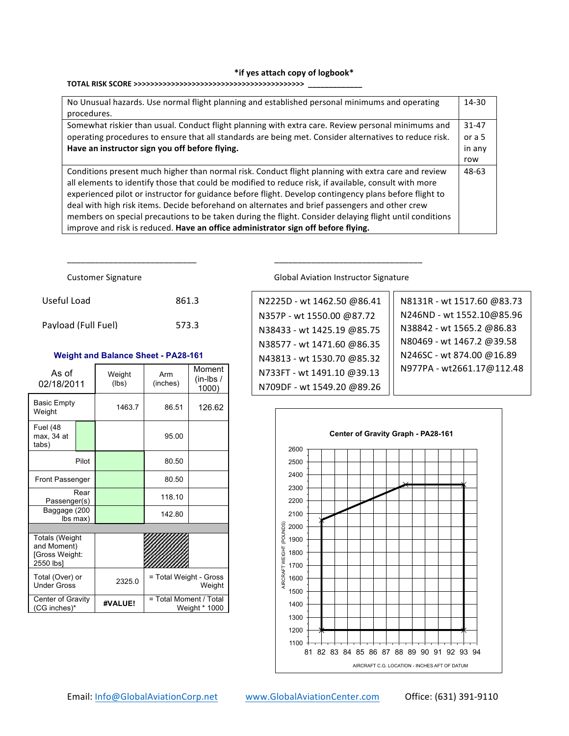**\*if yes attach copy of logbook\***

**TOTAL RISK SCORE >>>>>>>>>>>>>>>>>>>>>>>>>>>>>>>>>>>>>>>>>> \_\_\_\_\_\_\_\_\_\_\_\_**

| | |
|---|---|
| No Unusual hazards. Use normal flight planning and established personal minimums and operating procedures. | 14-30 |
| Somewhat riskier than usual. Conduct flight planning with extra care. Review personal minimums and operating procedures to ensure that all standards are being met. Consider alternatives to reduce risk. **Have an instructor sign you off before flying.** | 31-47 or a 5 in any row |
| Conditions present much higher than normal risk. Conduct flight planning with extra care and review all elements to identify those that could be modified to reduce risk, if available, consult with more experienced pilot or instructor for guidance before flight. Develop contingency plans before flight to deal with high risk items. Decide beforehand on alternates and brief passengers and other crew members on special precautions to be taken during the flight. Consider delaying flight until conditions improve and risk is reduced. **Have an office administrator sign off before flying.** | 48-63 |

\_\_\_\_\_\_\_\_\_\_\_\_\_\_\_\_\_\_\_\_\_\_\_\_\_\_\_\_\_\_ Customer Signature

\_\_\_\_\_\_\_\_\_\_\_\_\_\_\_\_\_\_\_\_\_\_\_\_\_\_\_\_\_\_ Global Aviation Instructor Signature

| | |
|---|---|
| Useful Load | 861.3 |
| Payload (Full Fuel) | 573.3 |

**Weight and Balance Sheet - PA28-161**

| As of 02/18/2011 | Weight (lbs) | Arm (inches) | Moment (in-lbs / 1000) |
|---|---|---|---|
| Basic Empty Weight | 1463.7 | 86.51 | 126.62 |
| Fuel (48 max, 34 at tabs) | | 95.00 | |
| Pilot | | 80.50 | |
| Front Passenger | | 80.50 | |
| Rear Passenger(s) | | 118.10 | |
| Baggage (200 lbs max) | | 142.80 | |
| Totals (Weight and Moment) [Gross Weight: 2550 lbs] | | | |
| Total (Over) or Under Gross | 2325.0 | = Total Weight - Gross Weight | |
| Center of Gravity (CG inches)* | #VALUE! | = Total Moment / Total Weight * 1000 | |

| | |
|---|---|
| N2225D - wt 1462.50 @86.41 | N8131R - wt 1517.60 @83.73 |
| N357P - wt 1550.00 @87.72 | N246ND - wt 1552.10@85.96 |
| N38433 - wt 1425.19 @85.75 | N38842 - wt 1565.2 @86.83 |
| N38577 - wt 1471.60 @86.35 | N80469 - wt 1467.2 @39.58 |
| N43813 - wt 1530.70 @85.32 | N246SC - wt 874.00 @16.89 |
| N733FT - wt 1491.10 @39.13 | N977PA - wt2661.17@112.48 |
| N709DF - wt 1549.20 @89.26 | |

Center of Gravity Graph - PA28-161

AIRCRAFT WEIGHT (POUNDS)

2600
2500
2400
2300
2200
2100
2000
1900
1800
1700
1600
1500
1400
1300
1200
1100

81 82 83 84 85 86 87 88 89 90 91 92 93 94

AIRCRAFT C.G. LOCATION - INCHES AFT OF DATUM

Email: [Info@GlobalAviationCorp.net](mailto:Info@GlobalAviationCorp.net) [www.GlobalAviationCenter.com](http://www.GlobalAviationCenter.com) Office: (631) 391-9110